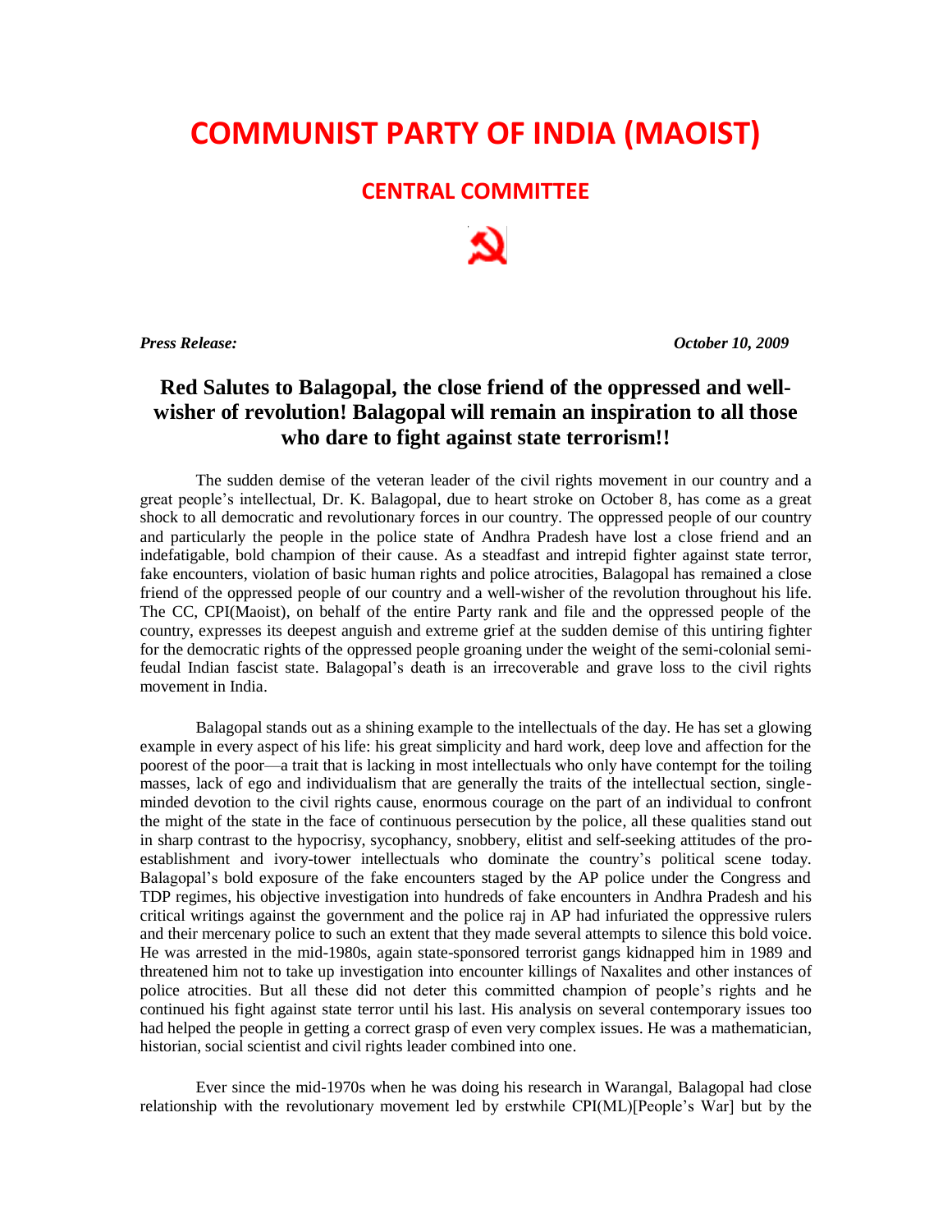# COMMUNIST PARTY OF INDIA (MAOIST)

## CENTRAL COMMITTEE

***Press Release:*** ***October 10, 2009***

### Red Salutes to Balagopal, the close friend of the oppressed and well-wisher of revolution! Balagopal will remain an inspiration to all those who dare to fight against state terrorism!!

The sudden demise of the veteran leader of the civil rights movement in our country and a great people's intellectual, Dr. K. Balagopal, due to heart stroke on October 8, has come as a great shock to all democratic and revolutionary forces in our country. The oppressed people of our country and particularly the people in the police state of Andhra Pradesh have lost a close friend and an indefatigable, bold champion of their cause. As a steadfast and intrepid fighter against state terror, fake encounters, violation of basic human rights and police atrocities, Balagopal has remained a close friend of the oppressed people of our country and a well-wisher of the revolution throughout his life. The CC, CPI(Maoist), on behalf of the entire Party rank and file and the oppressed people of the country, expresses its deepest anguish and extreme grief at the sudden demise of this untiring fighter for the democratic rights of the oppressed people groaning under the weight of the semi-colonial semi-feudal Indian fascist state. Balagopal's death is an irrecoverable and grave loss to the civil rights movement in India.

Balagopal stands out as a shining example to the intellectuals of the day. He has set a glowing example in every aspect of his life: his great simplicity and hard work, deep love and affection for the poorest of the poor—a trait that is lacking in most intellectuals who only have contempt for the toiling masses, lack of ego and individualism that are generally the traits of the intellectual section, single-minded devotion to the civil rights cause, enormous courage on the part of an individual to confront the might of the state in the face of continuous persecution by the police, all these qualities stand out in sharp contrast to the hypocrisy, sycophancy, snobbery, elitist and self-seeking attitudes of the pro-establishment and ivory-tower intellectuals who dominate the country's political scene today. Balagopal's bold exposure of the fake encounters staged by the AP police under the Congress and TDP regimes, his objective investigation into hundreds of fake encounters in Andhra Pradesh and his critical writings against the government and the police raj in AP had infuriated the oppressive rulers and their mercenary police to such an extent that they made several attempts to silence this bold voice. He was arrested in the mid-1980s, again state-sponsored terrorist gangs kidnapped him in 1989 and threatened him not to take up investigation into encounter killings of Naxalites and other instances of police atrocities. But all these did not deter this committed champion of people's rights and he continued his fight against state terror until his last. His analysis on several contemporary issues too had helped the people in getting a correct grasp of even very complex issues. He was a mathematician, historian, social scientist and civil rights leader combined into one.

Ever since the mid-1970s when he was doing his research in Warangal, Balagopal had close relationship with the revolutionary movement led by erstwhile CPI(ML)[People's War] but by the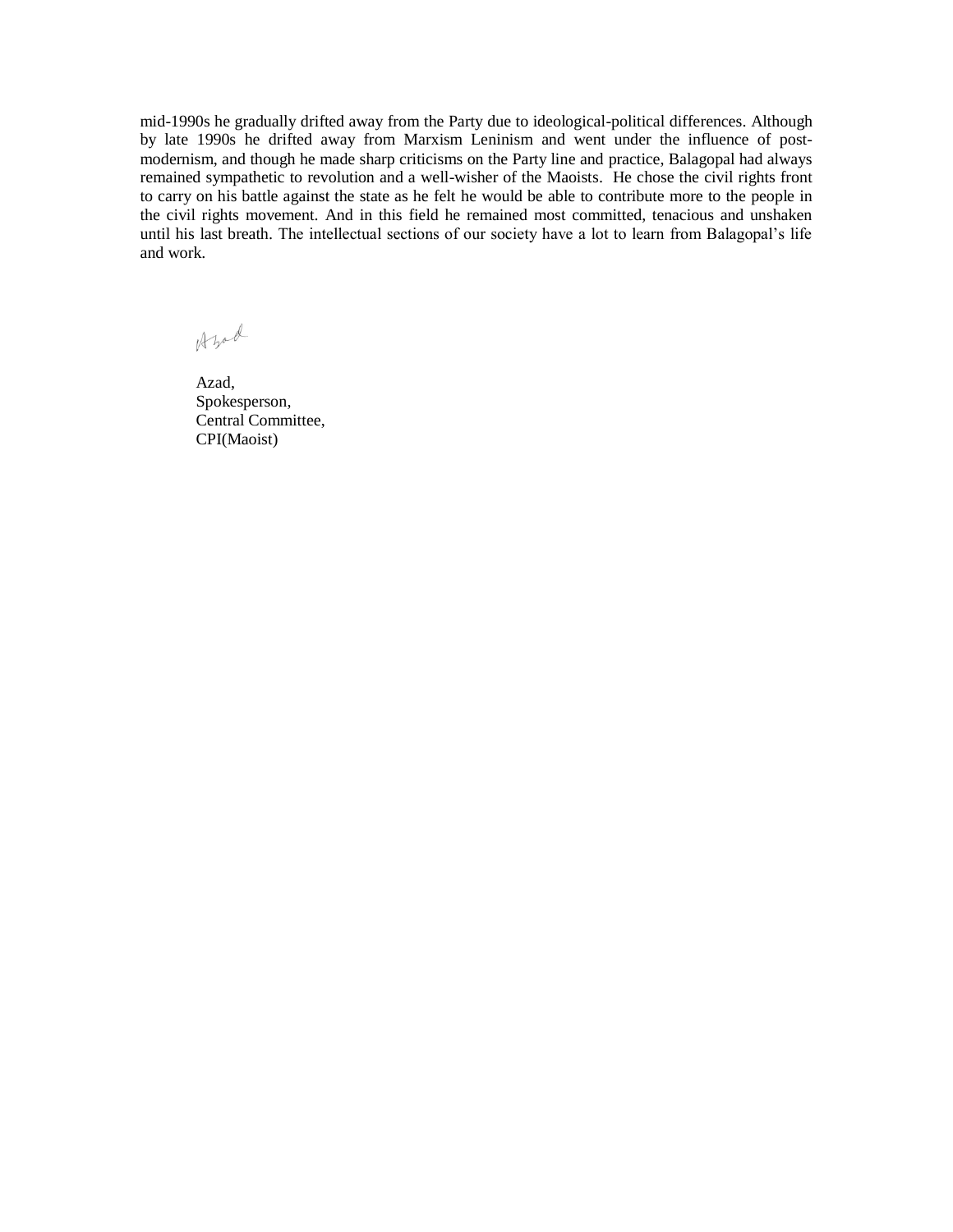mid-1990s he gradually drifted away from the Party due to ideological-political differences. Although by late 1990s he drifted away from Marxism Leninism and went under the influence of post-modernism, and though he made sharp criticisms on the Party line and practice, Balagopal had always remained sympathetic to revolution and a well-wisher of the Maoists. He chose the civil rights front to carry on his battle against the state as he felt he would be able to contribute more to the people in the civil rights movement. And in this field he remained most committed, tenacious and unshaken until his last breath. The intellectual sections of our society have a lot to learn from Balagopal's life and work.

Azad

Azad,
Spokesperson,
Central Committee,
CPI(Maoist)